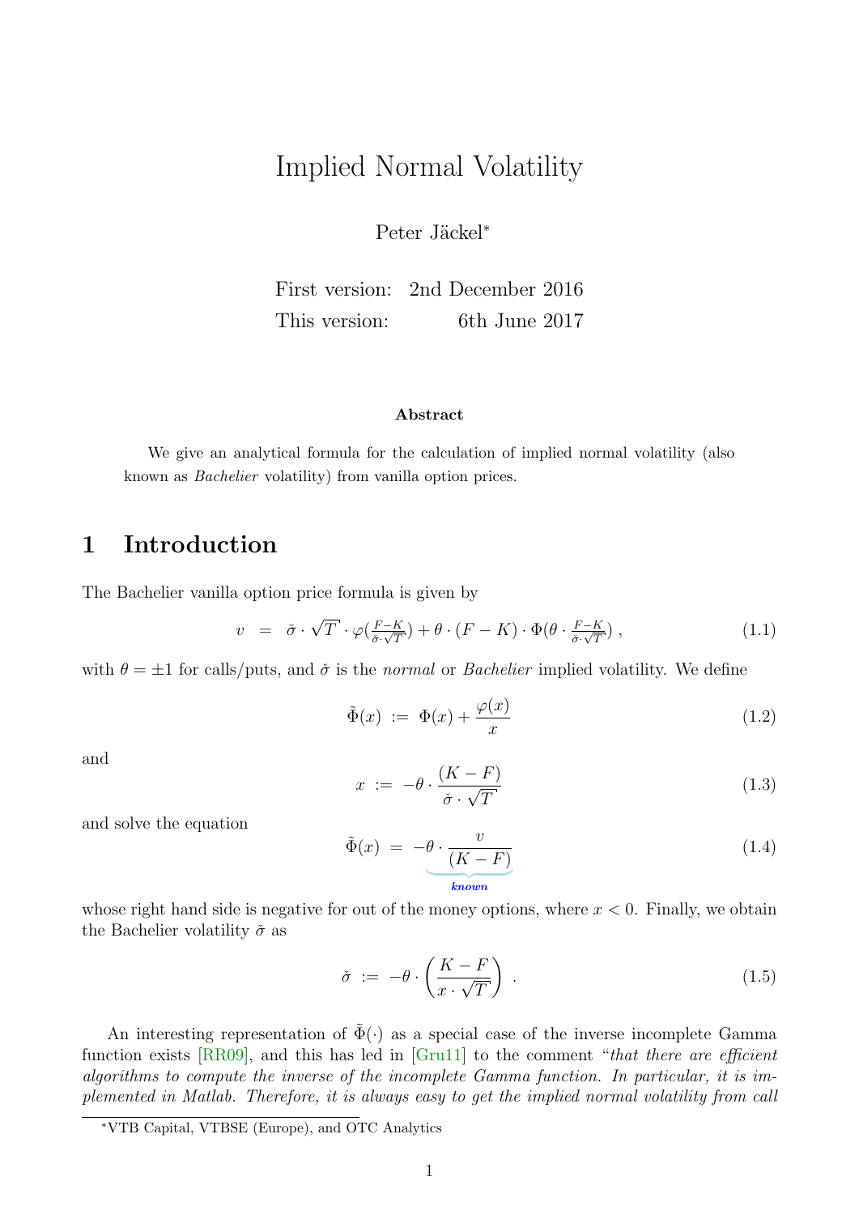# Implied Normal Volatility

Peter Jäckel[*]

First version: 2nd December 2016

This version: 6th June 2017

**Abstract**

We give an analytical formula for the calculation of implied normal volatility (also known as *Bachelier* volatility) from vanilla option prices.

## 1 Introduction

The Bachelier vanilla option price formula is given by

$$v \;=\; \check{\sigma}\cdot\sqrt{T}\cdot\varphi\!\left(\tfrac{F-K}{\check{\sigma}\cdot\sqrt{T}}\right)+\theta\cdot(F-K)\cdot\Phi\!\left(\theta\cdot\tfrac{F-K}{\check{\sigma}\cdot\sqrt{T}}\right), \tag{1.1}$$

with $\theta=\pm1$ for calls/puts, and $\check{\sigma}$ is the *normal* or *Bachelier* implied volatility. We define

$$\tilde{\Phi}(x) \;:=\; \Phi(x)+\frac{\varphi(x)}{x} \tag{1.2}$$

and

$$x \;:=\; -\theta\cdot\frac{(K-F)}{\check{\sigma}\cdot\sqrt{T}} \tag{1.3}$$

and solve the equation

$$\tilde{\Phi}(x) \;=\; \underbrace{-\theta\cdot\frac{v}{(K-F)}}_{\textit{known}} \tag{1.4}$$

whose right hand side is negative for out of the money options, where $x<0$. Finally, we obtain the Bachelier volatility $\check{\sigma}$ as

$$\check{\sigma} \;:=\; -\theta\cdot\left(\frac{K-F}{x\cdot\sqrt{T}}\right). \tag{1.5}$$

An interesting representation of $\tilde{\Phi}(\cdot)$ as a special case of the inverse incomplete Gamma function exists [RR09], and this has led in [Gru11] to the comment "*that there are efficient algorithms to compute the inverse of the incomplete Gamma function. In particular, it is implemented in Matlab. Therefore, it is always easy to get the implied normal volatility from call*

[*] VTB Capital, VTBSE (Europe), and OTC Analytics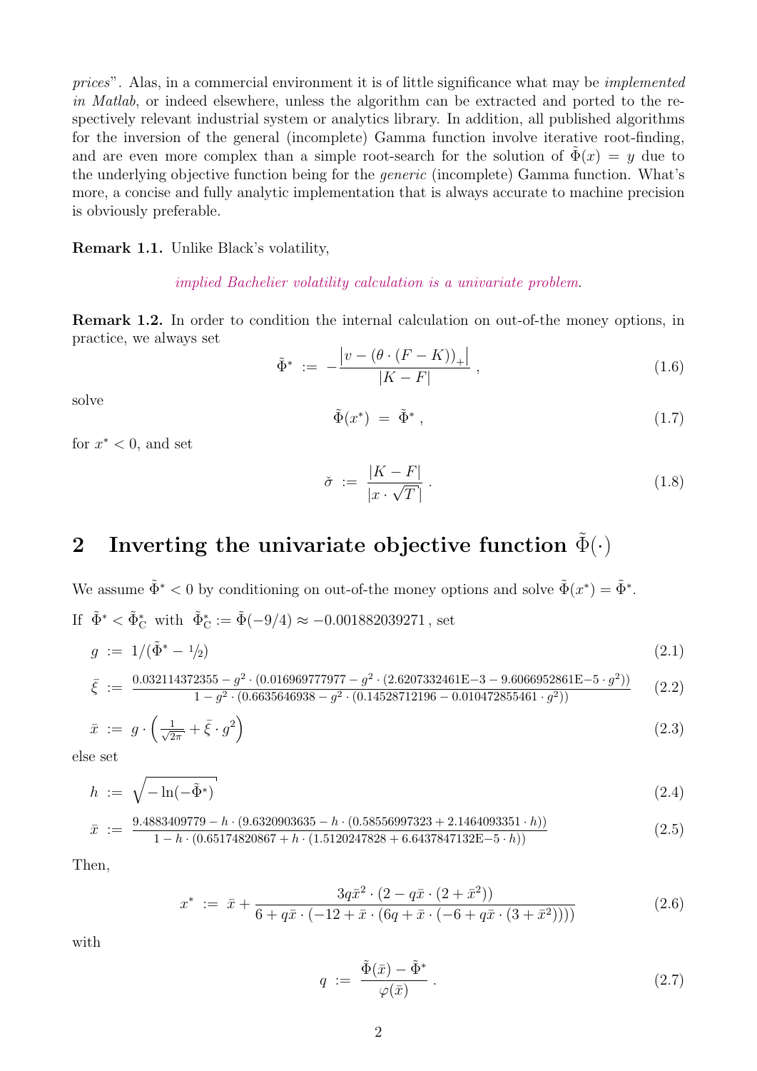*prices*". Alas, in a commercial environment it is of little significance what may be *implemented in Matlab*, or indeed elsewhere, unless the algorithm can be extracted and ported to the respectively relevant industrial system or analytics library. In addition, all published algorithms for the inversion of the general (incomplete) Gamma function involve iterative root-finding, and are even more complex than a simple root-search for the solution of $\tilde{\Phi}(x) = y$ due to the underlying objective function being for the *generic* (incomplete) Gamma function. What's more, a concise and fully analytic implementation that is always accurate to machine precision is obviously preferable.

**Remark 1.1.** Unlike Black's volatility,

*implied Bachelier volatility calculation is a univariate problem*.

**Remark 1.2.** In order to condition the internal calculation on out-of-the money options, in practice, we always set

$$\tilde{\Phi}^* \;:=\; -\frac{\left|v - (\theta \cdot (F-K))_+\right|}{|K-F|}\;, \tag{1.6}$$

solve

$$\tilde{\Phi}(x^*) \;=\; \tilde{\Phi}^*\;, \tag{1.7}$$

for $x^* < 0$, and set

$$\check{\sigma} \;:=\; \frac{|K-F|}{|x \cdot \sqrt{T}|}\;. \tag{1.8}$$

## 2 Inverting the univariate objective function $\tilde{\Phi}(\cdot)$

We assume $\tilde{\Phi}^* < 0$ by conditioning on out-of-the money options and solve $\tilde{\Phi}(x^*) = \tilde{\Phi}^*$.

If $\tilde{\Phi}^* < \tilde{\Phi}^*_{\mathrm{C}}$ with $\tilde{\Phi}^*_{\mathrm{C}} := \tilde{\Phi}(-9/4) \approx -0.001882039271$, set

$$g \;:=\; 1/(\tilde{\Phi}^* - 1/2) \tag{2.1}$$

$$\bar{\xi} \;:=\; \frac{0.032114372355 - g^2 \cdot (0.016969777977 - g^2 \cdot (2.6207332461\mathrm{E}{-3} - 9.6066952861\mathrm{E}{-5} \cdot g^2))}{1 - g^2 \cdot (0.6635646938 - g^2 \cdot (0.14528712196 - 0.010472855461 \cdot g^2))} \tag{2.2}$$

$$\bar{x} \;:=\; g \cdot \left(\tfrac{1}{\sqrt{2\pi}} + \bar{\xi} \cdot g^2\right) \tag{2.3}$$

else set

$$h \;:=\; \sqrt{-\ln(-\tilde{\Phi}^*)} \tag{2.4}$$

$$\bar{x} \;:=\; \frac{9.4883409779 - h \cdot (9.6320903635 - h \cdot (0.58556997323 + 2.1464093351 \cdot h))}{1 - h \cdot (0.65174820867 + h \cdot (1.5120247828 + 6.6437847132\mathrm{E}{-5} \cdot h))} \tag{2.5}$$

Then,

$$x^* \;:=\; \bar{x} + \frac{3q\bar{x}^2 \cdot (2 - q\bar{x} \cdot (2 + \bar{x}^2))}{6 + q\bar{x} \cdot (-12 + \bar{x} \cdot (6q + \bar{x} \cdot (-6 + q\bar{x} \cdot (3 + \bar{x}^2))))} \tag{2.6}$$

with

$$q \;:=\; \frac{\tilde{\Phi}(\bar{x}) - \tilde{\Phi}^*}{\varphi(\bar{x})}\;. \tag{2.7}$$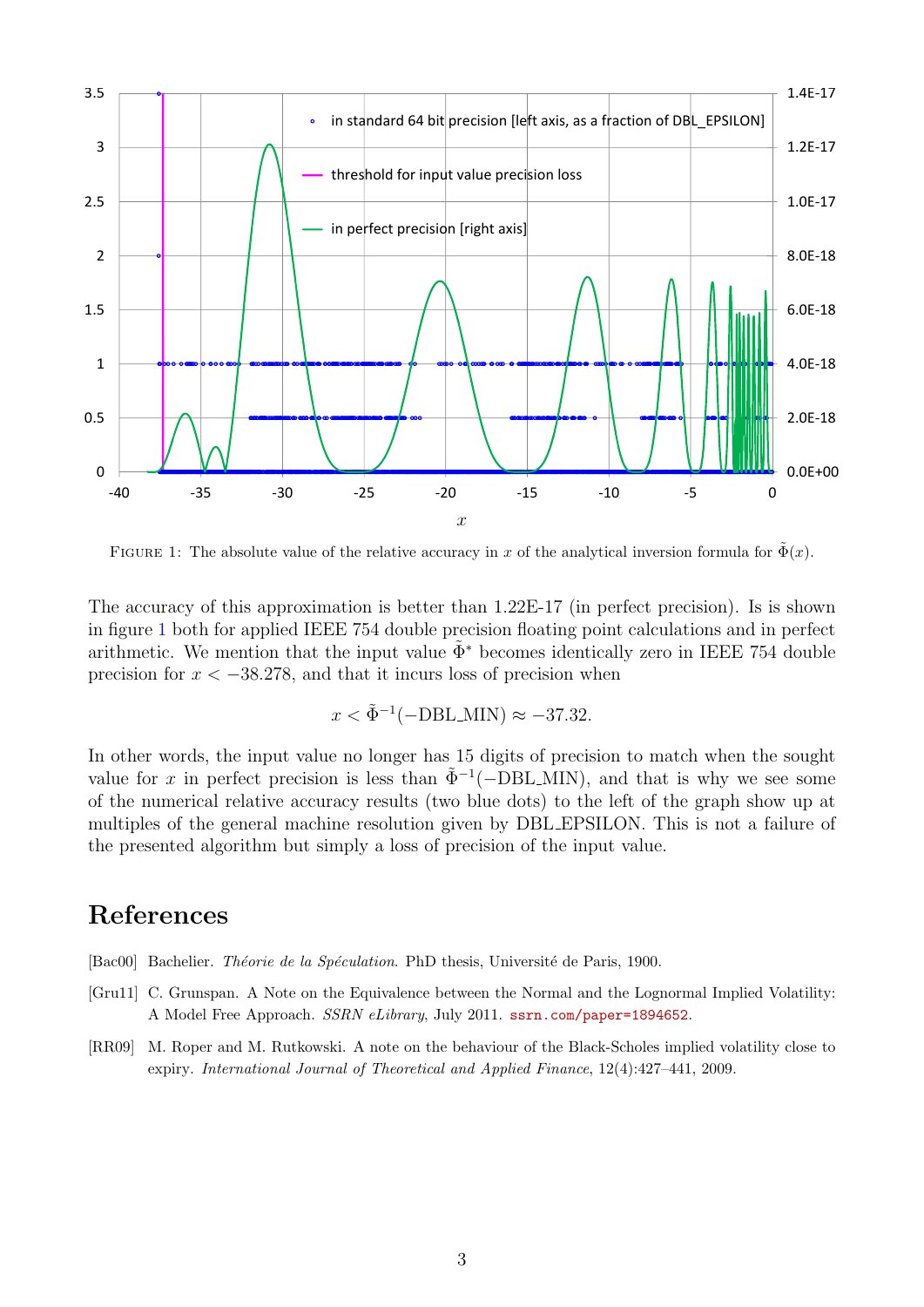3.5
3
2.5
2
1.5
1
0.5
0
-40 -35 -30 -25 -20 -15 -10 -5 0

1.4E-17
1.2E-17
1.0E-17
8.0E-18
6.0E-18
4.0E-18
2.0E-18
0.0E+00

in standard 64 bit precision [left axis, as a fraction of DBL_EPSILON]
threshold for input value precision loss
in perfect precision [right axis]

$x$

FIGURE 1: The absolute value of the relative accuracy in $x$ of the analytical inversion formula for $\tilde{\Phi}(x)$.

The accuracy of this approximation is better than 1.22E-17 (in perfect precision). Is is shown in figure 1 both for applied IEEE 754 double precision floating point calculations and in perfect arithmetic. We mention that the input value $\tilde{\Phi}^*$ becomes identically zero in IEEE 754 double precision for $x < -38.278$, and that it incurs loss of precision when

$$x < \tilde{\Phi}^{-1}(-\text{DBL\_MIN}) \approx -37.32.$$

In other words, the input value no longer has 15 digits of precision to match when the sought value for $x$ in perfect precision is less than $\tilde{\Phi}^{-1}(-\text{DBL\_MIN})$, and that is why we see some of the numerical relative accuracy results (two blue dots) to the left of the graph show up at multiples of the general machine resolution given by DBL_EPSILON. This is not a failure of the presented algorithm but simply a loss of precision of the input value.

## References

[Bac00] Bachelier. *Théorie de la Spéculation*. PhD thesis, Université de Paris, 1900.

[Gru11] C. Grunspan. A Note on the Equivalence between the Normal and the Lognormal Implied Volatility: A Model Free Approach. *SSRN eLibrary*, July 2011. ssrn.com/paper=1894652.

[RR09] M. Roper and M. Rutkowski. A note on the behaviour of the Black-Scholes implied volatility close to expiry. *International Journal of Theoretical and Applied Finance*, 12(4):427–441, 2009.